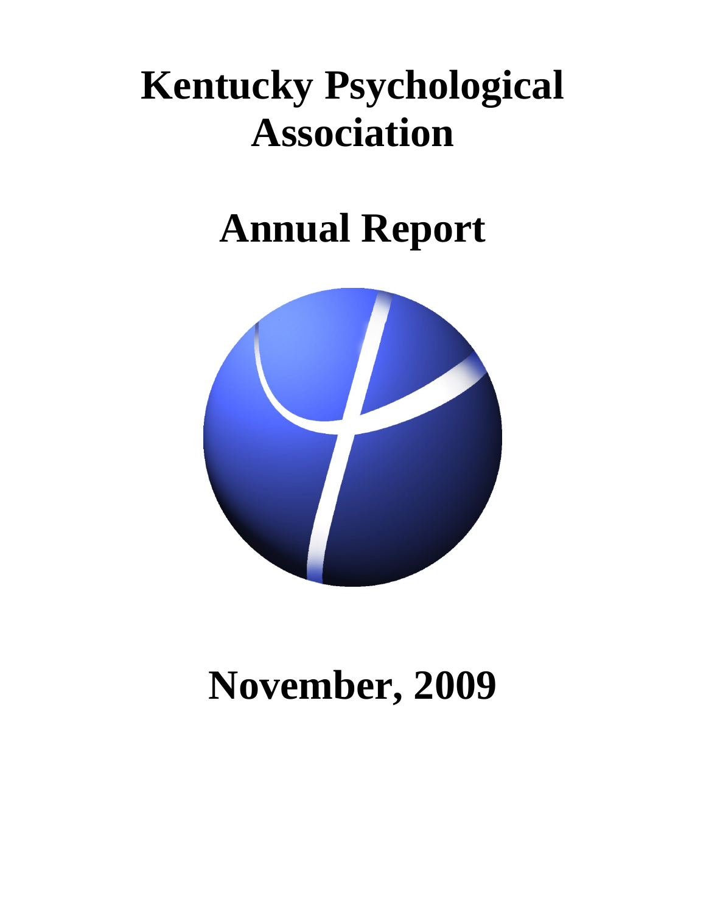# Kentucky Psychological Association

# Annual Report

# November, 2009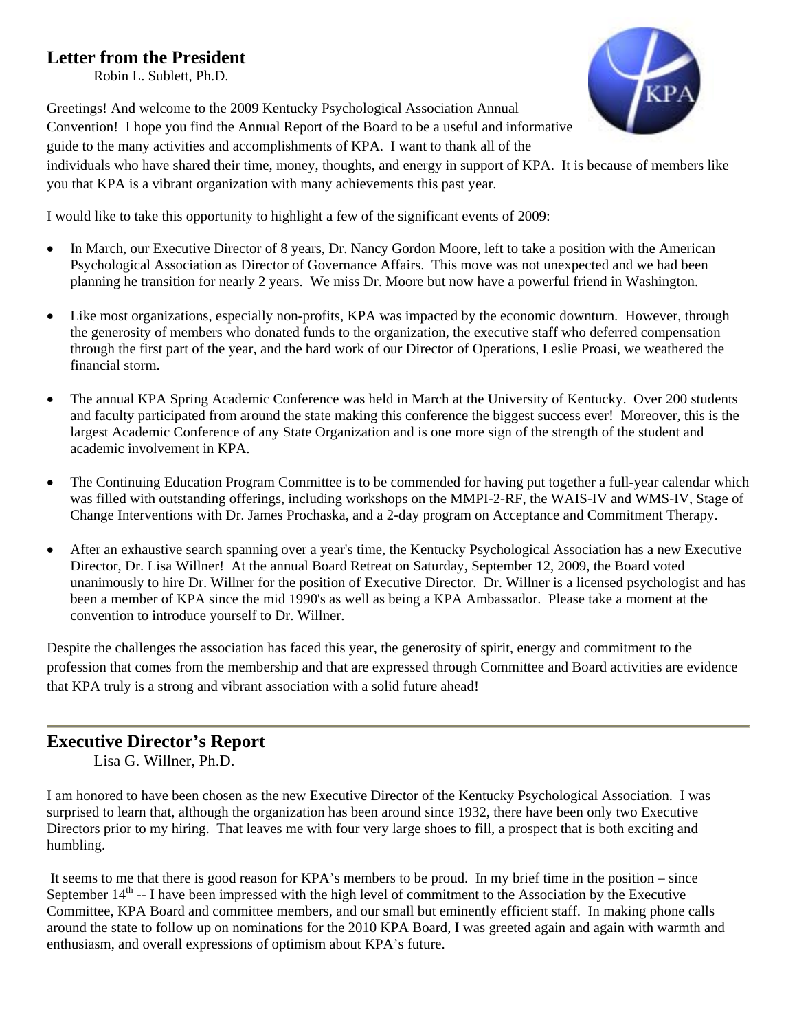## Letter from the President

Robin L. Sublett, Ph.D.

Greetings! And welcome to the 2009 Kentucky Psychological Association Annual Convention! I hope you find the Annual Report of the Board to be a useful and informative guide to the many activities and accomplishments of KPA. I want to thank all of the individuals who have shared their time, money, thoughts, and energy in support of KPA. It is because of members like you that KPA is a vibrant organization with many achievements this past year.

I would like to take this opportunity to highlight a few of the significant events of 2009:

- In March, our Executive Director of 8 years, Dr. Nancy Gordon Moore, left to take a position with the American Psychological Association as Director of Governance Affairs. This move was not unexpected and we had been planning he transition for nearly 2 years. We miss Dr. Moore but now have a powerful friend in Washington.
- Like most organizations, especially non-profits, KPA was impacted by the economic downturn. However, through the generosity of members who donated funds to the organization, the executive staff who deferred compensation through the first part of the year, and the hard work of our Director of Operations, Leslie Proasi, we weathered the financial storm.
- The annual KPA Spring Academic Conference was held in March at the University of Kentucky. Over 200 students and faculty participated from around the state making this conference the biggest success ever! Moreover, this is the largest Academic Conference of any State Organization and is one more sign of the strength of the student and academic involvement in KPA.
- The Continuing Education Program Committee is to be commended for having put together a full-year calendar which was filled with outstanding offerings, including workshops on the MMPI-2-RF, the WAIS-IV and WMS-IV, Stage of Change Interventions with Dr. James Prochaska, and a 2-day program on Acceptance and Commitment Therapy.
- After an exhaustive search spanning over a year's time, the Kentucky Psychological Association has a new Executive Director, Dr. Lisa Willner! At the annual Board Retreat on Saturday, September 12, 2009, the Board voted unanimously to hire Dr. Willner for the position of Executive Director. Dr. Willner is a licensed psychologist and has been a member of KPA since the mid 1990's as well as being a KPA Ambassador. Please take a moment at the convention to introduce yourself to Dr. Willner.

Despite the challenges the association has faced this year, the generosity of spirit, energy and commitment to the profession that comes from the membership and that are expressed through Committee and Board activities are evidence that KPA truly is a strong and vibrant association with a solid future ahead!

---

## Executive Director's Report

Lisa G. Willner, Ph.D.

I am honored to have been chosen as the new Executive Director of the Kentucky Psychological Association. I was surprised to learn that, although the organization has been around since 1932, there have been only two Executive Directors prior to my hiring. That leaves me with four very large shoes to fill, a prospect that is both exciting and humbling.

It seems to me that there is good reason for KPA's members to be proud. In my brief time in the position – since September 14th -- I have been impressed with the high level of commitment to the Association by the Executive Committee, KPA Board and committee members, and our small but eminently efficient staff. In making phone calls around the state to follow up on nominations for the 2010 KPA Board, I was greeted again and again with warmth and enthusiasm, and overall expressions of optimism about KPA's future.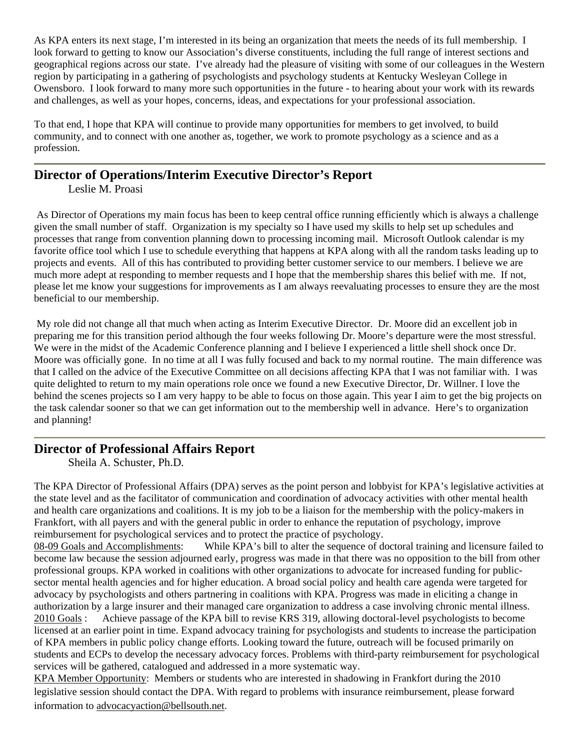As KPA enters its next stage, I'm interested in its being an organization that meets the needs of its full membership. I look forward to getting to know our Association's diverse constituents, including the full range of interest sections and geographical regions across our state. I've already had the pleasure of visiting with some of our colleagues in the Western region by participating in a gathering of psychologists and psychology students at Kentucky Wesleyan College in Owensboro. I look forward to many more such opportunities in the future - to hearing about your work with its rewards and challenges, as well as your hopes, concerns, ideas, and expectations for your professional association.

To that end, I hope that KPA will continue to provide many opportunities for members to get involved, to build community, and to connect with one another as, together, we work to promote psychology as a science and as a profession.

---

## Director of Operations/Interim Executive Director's Report

Leslie M. Proasi

As Director of Operations my main focus has been to keep central office running efficiently which is always a challenge given the small number of staff. Organization is my specialty so I have used my skills to help set up schedules and processes that range from convention planning down to processing incoming mail. Microsoft Outlook calendar is my favorite office tool which I use to schedule everything that happens at KPA along with all the random tasks leading up to projects and events. All of this has contributed to providing better customer service to our members. I believe we are much more adept at responding to member requests and I hope that the membership shares this belief with me. If not, please let me know your suggestions for improvements as I am always reevaluating processes to ensure they are the most beneficial to our membership.

My role did not change all that much when acting as Interim Executive Director. Dr. Moore did an excellent job in preparing me for this transition period although the four weeks following Dr. Moore's departure were the most stressful. We were in the midst of the Academic Conference planning and I believe I experienced a little shell shock once Dr. Moore was officially gone. In no time at all I was fully focused and back to my normal routine. The main difference was that I called on the advice of the Executive Committee on all decisions affecting KPA that I was not familiar with. I was quite delighted to return to my main operations role once we found a new Executive Director, Dr. Willner. I love the behind the scenes projects so I am very happy to be able to focus on those again. This year I aim to get the big projects on the task calendar sooner so that we can get information out to the membership well in advance. Here's to organization and planning!

---

## Director of Professional Affairs Report

Sheila A. Schuster, Ph.D.

The KPA Director of Professional Affairs (DPA) serves as the point person and lobbyist for KPA's legislative activities at the state level and as the facilitator of communication and coordination of advocacy activities with other mental health and health care organizations and coalitions. It is my job to be a liaison for the membership with the policy-makers in Frankfort, with all payers and with the general public in order to enhance the reputation of psychology, improve reimbursement for psychological services and to protect the practice of psychology.

08-09 Goals and Accomplishments: While KPA's bill to alter the sequence of doctoral training and licensure failed to become law because the session adjourned early, progress was made in that there was no opposition to the bill from other professional groups. KPA worked in coalitions with other organizations to advocate for increased funding for public-sector mental health agencies and for higher education. A broad social policy and health care agenda were targeted for advocacy by psychologists and others partnering in coalitions with KPA. Progress was made in eliciting a change in authorization by a large insurer and their managed care organization to address a case involving chronic mental illness.

2010 Goals : Achieve passage of the KPA bill to revise KRS 319, allowing doctoral-level psychologists to become licensed at an earlier point in time. Expand advocacy training for psychologists and students to increase the participation of KPA members in public policy change efforts. Looking toward the future, outreach will be focused primarily on students and ECPs to develop the necessary advocacy forces. Problems with third-party reimbursement for psychological services will be gathered, catalogued and addressed in a more systematic way.

KPA Member Opportunity: Members or students who are interested in shadowing in Frankfort during the 2010 legislative session should contact the DPA. With regard to problems with insurance reimbursement, please forward information to advocacyaction@bellsouth.net.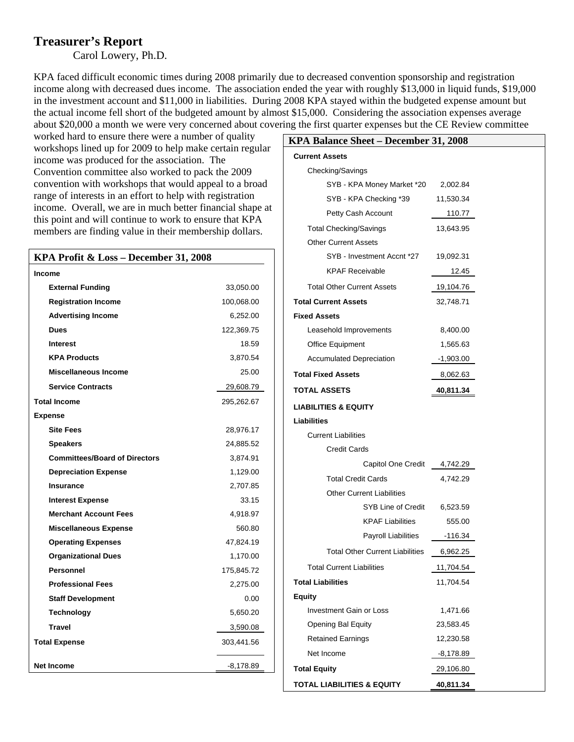## Treasurer's Report

Carol Lowery, Ph.D.

KPA faced difficult economic times during 2008 primarily due to decreased convention sponsorship and registration income along with decreased dues income. The association ended the year with roughly $13,000 in liquid funds, $19,000 in the investment account and $11,000 in liabilities. During 2008 KPA stayed within the budgeted expense amount but the actual income fell short of the budgeted amount by almost $15,000. Considering the association expenses average about $20,000 a month we were very concerned about covering the first quarter expenses but the CE Review committee worked hard to ensure there were a number of quality workshops lined up for 2009 to help make certain regular income was produced for the association. The Convention committee also worked to pack the 2009 convention with workshops that would appeal to a broad range of interests in an effort to help with registration income. Overall, we are in much better financial shape at this point and will continue to work to ensure that KPA members are finding value in their membership dollars.

### KPA Profit & Loss – December 31, 2008

| | |
|---|---|
| **Income** | |
| **External Funding** | 33,050.00 |
| **Registration Income** | 100,068.00 |
| **Advertising Income** | 6,252.00 |
| **Dues** | 122,369.75 |
| **Interest** | 18.59 |
| **KPA Products** | 3,870.54 |
| **Miscellaneous Income** | 25.00 |
| **Service Contracts** | 29,608.79 |
| **Total Income** | 295,262.67 |
| **Expense** | |
| **Site Fees** | 28,976.17 |
| **Speakers** | 24,885.52 |
| **Committees/Board of Directors** | 3,874.91 |
| **Depreciation Expense** | 1,129.00 |
| **Insurance** | 2,707.85 |
| **Interest Expense** | 33.15 |
| **Merchant Account Fees** | 4,918.97 |
| **Miscellaneous Expense** | 560.80 |
| **Operating Expenses** | 47,824.19 |
| **Organizational Dues** | 1,170.00 |
| **Personnel** | 175,845.72 |
| **Professional Fees** | 2,275.00 |
| **Staff Development** | 0.00 |
| **Technology** | 5,650.20 |
| **Travel** | 3,590.08 |
| **Total Expense** | 303,441.56 |
| **Net Income** | -8,178.89 |

### KPA Balance Sheet – December 31, 2008

| | |
|---|---|
| **Current Assets** | |
| Checking/Savings | |
| SYB - KPA Money Market *20 | 2,002.84 |
| SYB - KPA Checking *39 | 11,530.34 |
| Petty Cash Account | 110.77 |
| Total Checking/Savings | 13,643.95 |
| Other Current Assets | |
| SYB - Investment Accnt *27 | 19,092.31 |
| KPAF Receivable | 12.45 |
| Total Other Current Assets | 19,104.76 |
| **Total Current Assets** | 32,748.71 |
| **Fixed Assets** | |
| Leasehold Improvements | 8,400.00 |
| Office Equipment | 1,565.63 |
| Accumulated Depreciation | -1,903.00 |
| **Total Fixed Assets** | 8,062.63 |
| **TOTAL ASSETS** | **40,811.34** |
| **LIABILITIES & EQUITY** | |
| **Liabilities** | |
| Current Liabilities | |
| Credit Cards | |
| Capitol One Credit | 4,742.29 |
| Total Credit Cards | 4,742.29 |
| Other Current Liabilities | |
| SYB Line of Credit | 6,523.59 |
| KPAF Liabilities | 555.00 |
| Payroll Liabilities | -116.34 |
| Total Other Current Liabilities | 6,962.25 |
| Total Current Liabilities | 11,704.54 |
| **Total Liabilities** | 11,704.54 |
| **Equity** | |
| Investment Gain or Loss | 1,471.66 |
| Opening Bal Equity | 23,583.45 |
| Retained Earnings | 12,230.58 |
| Net Income | -8,178.89 |
| **Total Equity** | 29,106.80 |
| **TOTAL LIABILITIES & EQUITY** | **40,811.34** |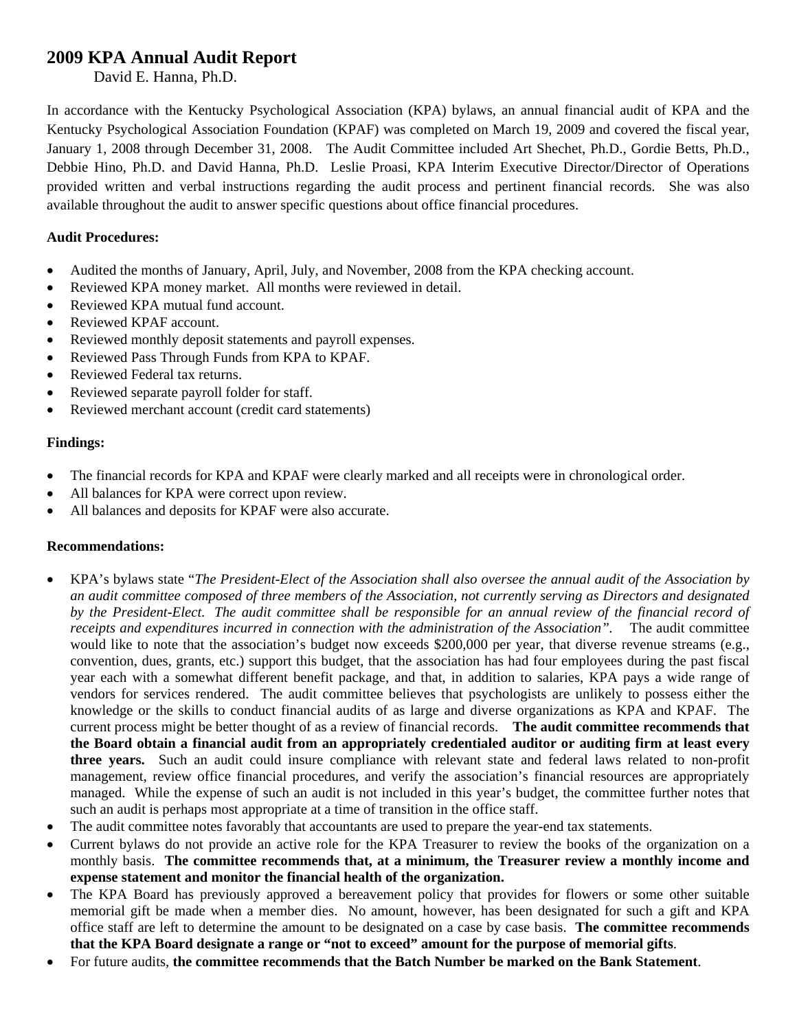## 2009 KPA Annual Audit Report

David E. Hanna, Ph.D.

In accordance with the Kentucky Psychological Association (KPA) bylaws, an annual financial audit of KPA and the Kentucky Psychological Association Foundation (KPAF) was completed on March 19, 2009 and covered the fiscal year, January 1, 2008 through December 31, 2008. The Audit Committee included Art Shechet, Ph.D., Gordie Betts, Ph.D., Debbie Hino, Ph.D. and David Hanna, Ph.D. Leslie Proasi, KPA Interim Executive Director/Director of Operations provided written and verbal instructions regarding the audit process and pertinent financial records. She was also available throughout the audit to answer specific questions about office financial procedures.

**Audit Procedures:**

- Audited the months of January, April, July, and November, 2008 from the KPA checking account.
- Reviewed KPA money market. All months were reviewed in detail.
- Reviewed KPA mutual fund account.
- Reviewed KPAF account.
- Reviewed monthly deposit statements and payroll expenses.
- Reviewed Pass Through Funds from KPA to KPAF.
- Reviewed Federal tax returns.
- Reviewed separate payroll folder for staff.
- Reviewed merchant account (credit card statements)

**Findings:**

- The financial records for KPA and KPAF were clearly marked and all receipts were in chronological order.
- All balances for KPA were correct upon review.
- All balances and deposits for KPAF were also accurate.

**Recommendations:**

- KPA's bylaws state "*The President-Elect of the Association shall also oversee the annual audit of the Association by an audit committee composed of three members of the Association, not currently serving as Directors and designated by the President-Elect. The audit committee shall be responsible for an annual review of the financial record of receipts and expenditures incurred in connection with the administration of the Association".* The audit committee would like to note that the association's budget now exceeds $200,000 per year, that diverse revenue streams (e.g., convention, dues, grants, etc.) support this budget, that the association has had four employees during the past fiscal year each with a somewhat different benefit package, and that, in addition to salaries, KPA pays a wide range of vendors for services rendered. The audit committee believes that psychologists are unlikely to possess either the knowledge or the skills to conduct financial audits of as large and diverse organizations as KPA and KPAF. The current process might be better thought of as a review of financial records. **The audit committee recommends that the Board obtain a financial audit from an appropriately credentialed auditor or auditing firm at least every three years.** Such an audit could insure compliance with relevant state and federal laws related to non-profit management, review office financial procedures, and verify the association's financial resources are appropriately managed. While the expense of such an audit is not included in this year's budget, the committee further notes that such an audit is perhaps most appropriate at a time of transition in the office staff.
- The audit committee notes favorably that accountants are used to prepare the year-end tax statements.
- Current bylaws do not provide an active role for the KPA Treasurer to review the books of the organization on a monthly basis. **The committee recommends that, at a minimum, the Treasurer review a monthly income and expense statement and monitor the financial health of the organization.**
- The KPA Board has previously approved a bereavement policy that provides for flowers or some other suitable memorial gift be made when a member dies. No amount, however, has been designated for such a gift and KPA office staff are left to determine the amount to be designated on a case by case basis. **The committee recommends that the KPA Board designate a range or "not to exceed" amount for the purpose of memorial gifts**.
- For future audits, **the committee recommends that the Batch Number be marked on the Bank Statement**.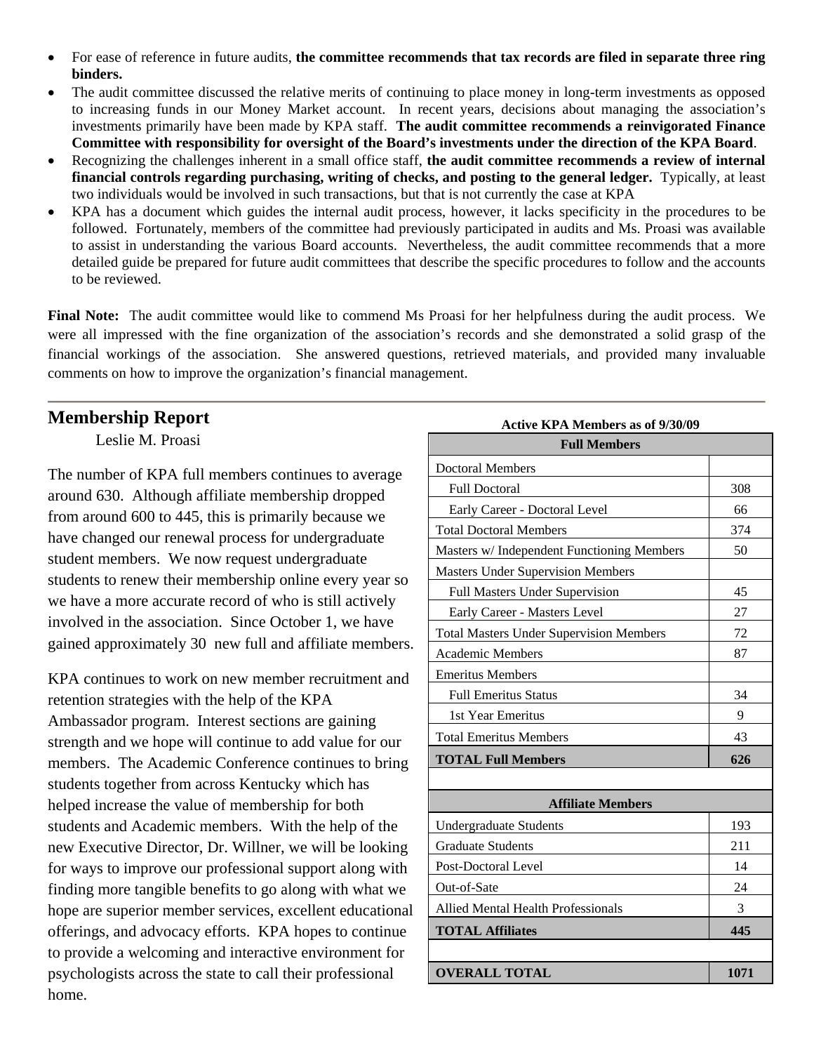- For ease of reference in future audits, **the committee recommends that tax records are filed in separate three ring binders.**
- The audit committee discussed the relative merits of continuing to place money in long-term investments as opposed to increasing funds in our Money Market account. In recent years, decisions about managing the association's investments primarily have been made by KPA staff. **The audit committee recommends a reinvigorated Finance Committee with responsibility for oversight of the Board's investments under the direction of the KPA Board**.
- Recognizing the challenges inherent in a small office staff, **the audit committee recommends a review of internal financial controls regarding purchasing, writing of checks, and posting to the general ledger.** Typically, at least two individuals would be involved in such transactions, but that is not currently the case at KPA
- KPA has a document which guides the internal audit process, however, it lacks specificity in the procedures to be followed. Fortunately, members of the committee had previously participated in audits and Ms. Proasi was available to assist in understanding the various Board accounts. Nevertheless, the audit committee recommends that a more detailed guide be prepared for future audit committees that describe the specific procedures to follow and the accounts to be reviewed.

**Final Note:** The audit committee would like to commend Ms Proasi for her helpfulness during the audit process. We were all impressed with the fine organization of the association's records and she demonstrated a solid grasp of the financial workings of the association. She answered questions, retrieved materials, and provided many invaluable comments on how to improve the organization's financial management.

---

## Membership Report

Leslie M. Proasi

The number of KPA full members continues to average around 630. Although affiliate membership dropped from around 600 to 445, this is primarily because we have changed our renewal process for undergraduate student members. We now request undergraduate students to renew their membership online every year so we have a more accurate record of who is still actively involved in the association. Since October 1, we have gained approximately 30 new full and affiliate members.

KPA continues to work on new member recruitment and retention strategies with the help of the KPA Ambassador program. Interest sections are gaining strength and we hope will continue to add value for our members. The Academic Conference continues to bring students together from across Kentucky which has helped increase the value of membership for both students and Academic members. With the help of the new Executive Director, Dr. Willner, we will be looking for ways to improve our professional support along with finding more tangible benefits to go along with what we hope are superior member services, excellent educational offerings, and advocacy efforts. KPA hopes to continue to provide a welcoming and interactive environment for psychologists across the state to call their professional home.

**Active KPA Members as of 9/30/09**

| **Full Members** | |
|---|---|
| Doctoral Members | |
| Full Doctoral | 308 |
| Early Career - Doctoral Level | 66 |
| Total Doctoral Members | 374 |
| Masters w/ Independent Functioning Members | 50 |
| Masters Under Supervision Members | |
| Full Masters Under Supervision | 45 |
| Early Career - Masters Level | 27 |
| Total Masters Under Supervision Members | 72 |
| Academic Members | 87 |
| Emeritus Members | |
| Full Emeritus Status | 34 |
| 1st Year Emeritus | 9 |
| Total Emeritus Members | 43 |
| **TOTAL Full Members** | **626** |
| | |
| **Affiliate Members** | |
| Undergraduate Students | 193 |
| Graduate Students | 211 |
| Post-Doctoral Level | 14 |
| Out-of-Sate | 24 |
| Allied Mental Health Professionals | 3 |
| **TOTAL Affiliates** | **445** |
| | |
| **OVERALL TOTAL** | **1071** |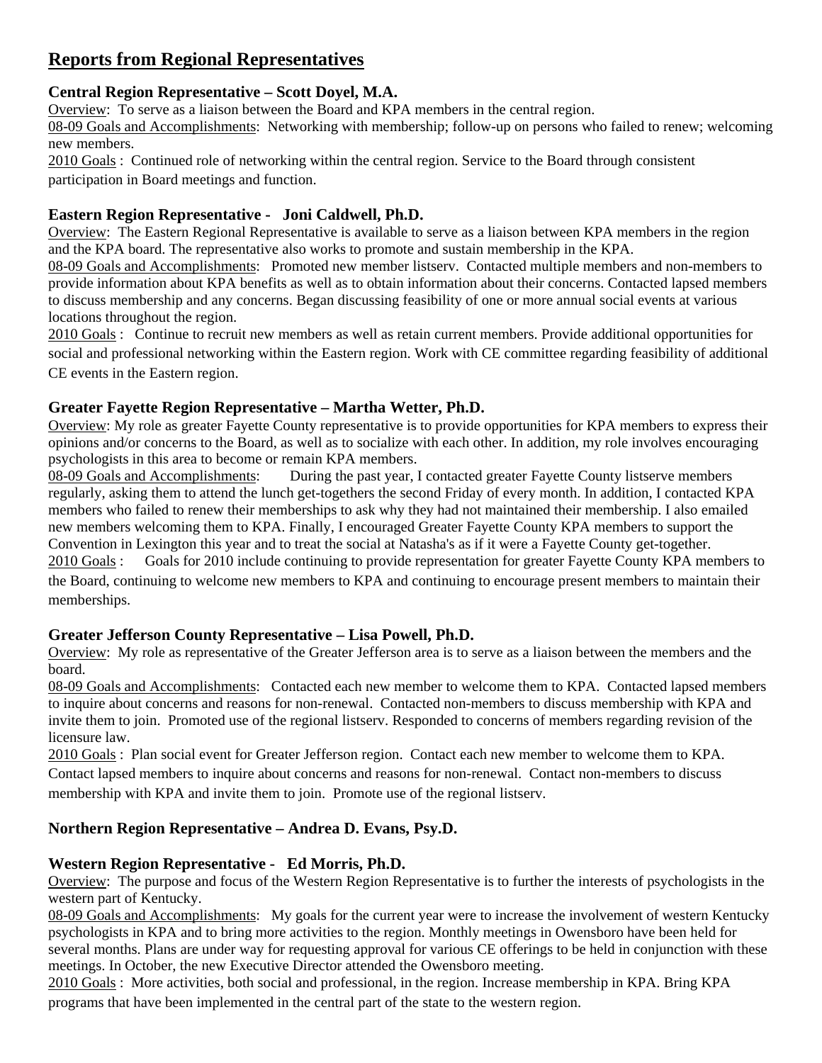# Reports from Regional Representatives

### Central Region Representative – Scott Doyel, M.A.

Overview: To serve as a liaison between the Board and KPA members in the central region.

08-09 Goals and Accomplishments: Networking with membership; follow-up on persons who failed to renew; welcoming new members.

2010 Goals : Continued role of networking within the central region. Service to the Board through consistent participation in Board meetings and function.

### Eastern Region Representative - Joni Caldwell, Ph.D.

Overview: The Eastern Regional Representative is available to serve as a liaison between KPA members in the region and the KPA board. The representative also works to promote and sustain membership in the KPA.

08-09 Goals and Accomplishments: Promoted new member listserv. Contacted multiple members and non-members to provide information about KPA benefits as well as to obtain information about their concerns. Contacted lapsed members to discuss membership and any concerns. Began discussing feasibility of one or more annual social events at various locations throughout the region.

2010 Goals : Continue to recruit new members as well as retain current members. Provide additional opportunities for social and professional networking within the Eastern region. Work with CE committee regarding feasibility of additional CE events in the Eastern region.

### Greater Fayette Region Representative – Martha Wetter, Ph.D.

Overview: My role as greater Fayette County representative is to provide opportunities for KPA members to express their opinions and/or concerns to the Board, as well as to socialize with each other. In addition, my role involves encouraging psychologists in this area to become or remain KPA members.

08-09 Goals and Accomplishments: During the past year, I contacted greater Fayette County listserve members regularly, asking them to attend the lunch get-togethers the second Friday of every month. In addition, I contacted KPA members who failed to renew their memberships to ask why they had not maintained their membership. I also emailed new members welcoming them to KPA. Finally, I encouraged Greater Fayette County KPA members to support the Convention in Lexington this year and to treat the social at Natasha's as if it were a Fayette County get-together.

2010 Goals : Goals for 2010 include continuing to provide representation for greater Fayette County KPA members to the Board, continuing to welcome new members to KPA and continuing to encourage present members to maintain their memberships.

### Greater Jefferson County Representative – Lisa Powell, Ph.D.

Overview: My role as representative of the Greater Jefferson area is to serve as a liaison between the members and the board.

08-09 Goals and Accomplishments: Contacted each new member to welcome them to KPA. Contacted lapsed members to inquire about concerns and reasons for non-renewal. Contacted non-members to discuss membership with KPA and invite them to join. Promoted use of the regional listserv. Responded to concerns of members regarding revision of the licensure law.

2010 Goals : Plan social event for Greater Jefferson region. Contact each new member to welcome them to KPA. Contact lapsed members to inquire about concerns and reasons for non-renewal. Contact non-members to discuss membership with KPA and invite them to join. Promote use of the regional listserv.

### Northern Region Representative – Andrea D. Evans, Psy.D.

### Western Region Representative - Ed Morris, Ph.D.

Overview: The purpose and focus of the Western Region Representative is to further the interests of psychologists in the western part of Kentucky.

08-09 Goals and Accomplishments: My goals for the current year were to increase the involvement of western Kentucky psychologists in KPA and to bring more activities to the region. Monthly meetings in Owensboro have been held for several months. Plans are under way for requesting approval for various CE offerings to be held in conjunction with these meetings. In October, the new Executive Director attended the Owensboro meeting.

2010 Goals : More activities, both social and professional, in the region. Increase membership in KPA. Bring KPA programs that have been implemented in the central part of the state to the western region.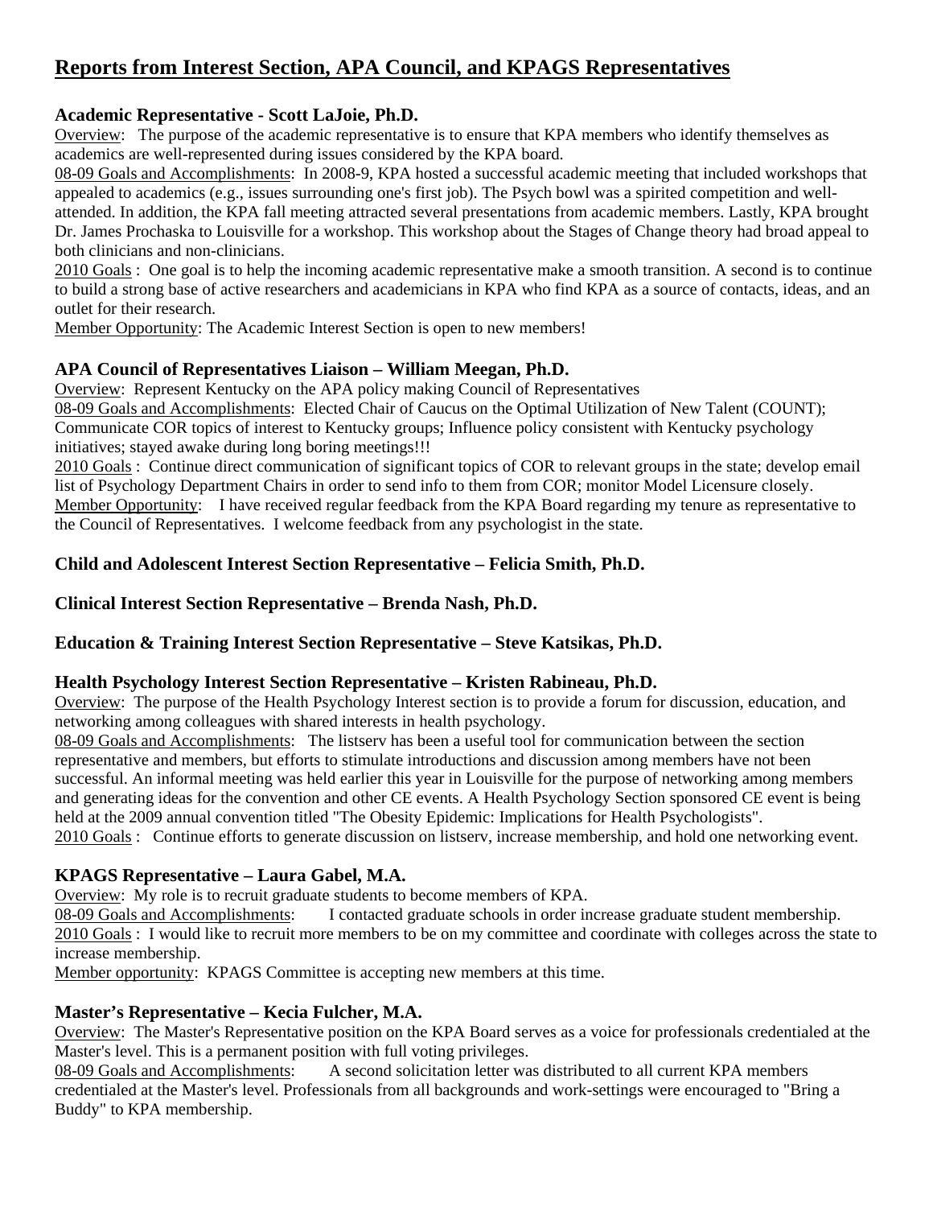# Reports from Interest Section, APA Council, and KPAGS Representatives

### Academic Representative - Scott LaJoie, Ph.D.

Overview: The purpose of the academic representative is to ensure that KPA members who identify themselves as academics are well-represented during issues considered by the KPA board.

08-09 Goals and Accomplishments: In 2008-9, KPA hosted a successful academic meeting that included workshops that appealed to academics (e.g., issues surrounding one's first job). The Psych bowl was a spirited competition and well-attended. In addition, the KPA fall meeting attracted several presentations from academic members. Lastly, KPA brought Dr. James Prochaska to Louisville for a workshop. This workshop about the Stages of Change theory had broad appeal to both clinicians and non-clinicians.

2010 Goals : One goal is to help the incoming academic representative make a smooth transition. A second is to continue to build a strong base of active researchers and academicians in KPA who find KPA as a source of contacts, ideas, and an outlet for their research.

Member Opportunity: The Academic Interest Section is open to new members!

### APA Council of Representatives Liaison – William Meegan, Ph.D.

Overview: Represent Kentucky on the APA policy making Council of Representatives

08-09 Goals and Accomplishments: Elected Chair of Caucus on the Optimal Utilization of New Talent (COUNT); Communicate COR topics of interest to Kentucky groups; Influence policy consistent with Kentucky psychology initiatives; stayed awake during long boring meetings!!!

2010 Goals : Continue direct communication of significant topics of COR to relevant groups in the state; develop email list of Psychology Department Chairs in order to send info to them from COR; monitor Model Licensure closely.

Member Opportunity: I have received regular feedback from the KPA Board regarding my tenure as representative to the Council of Representatives. I welcome feedback from any psychologist in the state.

### Child and Adolescent Interest Section Representative – Felicia Smith, Ph.D.

### Clinical Interest Section Representative – Brenda Nash, Ph.D.

### Education & Training Interest Section Representative – Steve Katsikas, Ph.D.

### Health Psychology Interest Section Representative – Kristen Rabineau, Ph.D.

Overview: The purpose of the Health Psychology Interest section is to provide a forum for discussion, education, and networking among colleagues with shared interests in health psychology.

08-09 Goals and Accomplishments: The listserv has been a useful tool for communication between the section representative and members, but efforts to stimulate introductions and discussion among members have not been successful. An informal meeting was held earlier this year in Louisville for the purpose of networking among members and generating ideas for the convention and other CE events. A Health Psychology Section sponsored CE event is being held at the 2009 annual convention titled "The Obesity Epidemic: Implications for Health Psychologists".

2010 Goals : Continue efforts to generate discussion on listserv, increase membership, and hold one networking event.

### KPAGS Representative – Laura Gabel, M.A.

Overview: My role is to recruit graduate students to become members of KPA.

08-09 Goals and Accomplishments: I contacted graduate schools in order increase graduate student membership.

2010 Goals : I would like to recruit more members to be on my committee and coordinate with colleges across the state to increase membership.

Member opportunity: KPAGS Committee is accepting new members at this time.

### Master's Representative – Kecia Fulcher, M.A.

Overview: The Master's Representative position on the KPA Board serves as a voice for professionals credentialed at the Master's level. This is a permanent position with full voting privileges.

08-09 Goals and Accomplishments: A second solicitation letter was distributed to all current KPA members credentialed at the Master's level. Professionals from all backgrounds and work-settings were encouraged to "Bring a Buddy" to KPA membership.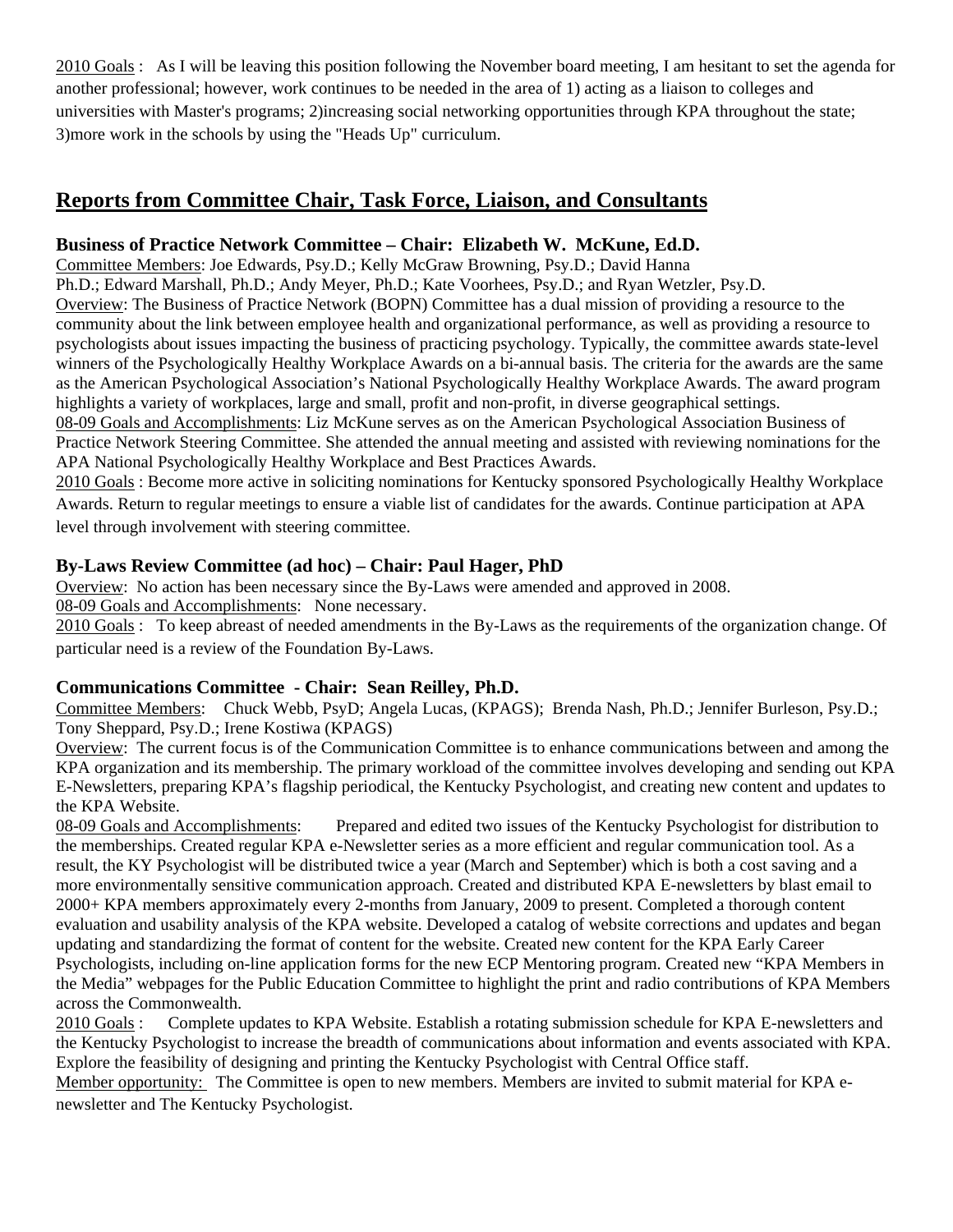2010 Goals : As I will be leaving this position following the November board meeting, I am hesitant to set the agenda for another professional; however, work continues to be needed in the area of 1) acting as a liaison to colleges and universities with Master's programs; 2)increasing social networking opportunities through KPA throughout the state; 3)more work in the schools by using the "Heads Up" curriculum.

## Reports from Committee Chair, Task Force, Liaison, and Consultants

### Business of Practice Network Committee – Chair: Elizabeth W. McKune, Ed.D.

Committee Members: Joe Edwards, Psy.D.; Kelly McGraw Browning, Psy.D.; David Hanna Ph.D.; Edward Marshall, Ph.D.; Andy Meyer, Ph.D.; Kate Voorhees, Psy.D.; and Ryan Wetzler, Psy.D.

Overview: The Business of Practice Network (BOPN) Committee has a dual mission of providing a resource to the community about the link between employee health and organizational performance, as well as providing a resource to psychologists about issues impacting the business of practicing psychology. Typically, the committee awards state-level winners of the Psychologically Healthy Workplace Awards on a bi-annual basis. The criteria for the awards are the same as the American Psychological Association's National Psychologically Healthy Workplace Awards. The award program highlights a variety of workplaces, large and small, profit and non-profit, in diverse geographical settings.

08-09 Goals and Accomplishments: Liz McKune serves as on the American Psychological Association Business of Practice Network Steering Committee. She attended the annual meeting and assisted with reviewing nominations for the APA National Psychologically Healthy Workplace and Best Practices Awards.

2010 Goals : Become more active in soliciting nominations for Kentucky sponsored Psychologically Healthy Workplace Awards. Return to regular meetings to ensure a viable list of candidates for the awards. Continue participation at APA level through involvement with steering committee.

### By-Laws Review Committee (ad hoc) – Chair: Paul Hager, PhD

Overview: No action has been necessary since the By-Laws were amended and approved in 2008.

08-09 Goals and Accomplishments: None necessary.

2010 Goals : To keep abreast of needed amendments in the By-Laws as the requirements of the organization change. Of particular need is a review of the Foundation By-Laws.

### Communications Committee - Chair: Sean Reilley, Ph.D.

Committee Members: Chuck Webb, PsyD; Angela Lucas, (KPAGS); Brenda Nash, Ph.D.; Jennifer Burleson, Psy.D.; Tony Sheppard, Psy.D.; Irene Kostiwa (KPAGS)

Overview: The current focus is of the Communication Committee is to enhance communications between and among the KPA organization and its membership. The primary workload of the committee involves developing and sending out KPA E-Newsletters, preparing KPA's flagship periodical, the Kentucky Psychologist, and creating new content and updates to the KPA Website.

08-09 Goals and Accomplishments: Prepared and edited two issues of the Kentucky Psychologist for distribution to the memberships. Created regular KPA e-Newsletter series as a more efficient and regular communication tool. As a result, the KY Psychologist will be distributed twice a year (March and September) which is both a cost saving and a more environmentally sensitive communication approach. Created and distributed KPA E-newsletters by blast email to 2000+ KPA members approximately every 2-months from January, 2009 to present. Completed a thorough content evaluation and usability analysis of the KPA website. Developed a catalog of website corrections and updates and began updating and standardizing the format of content for the website. Created new content for the KPA Early Career Psychologists, including on-line application forms for the new ECP Mentoring program. Created new "KPA Members in the Media" webpages for the Public Education Committee to highlight the print and radio contributions of KPA Members across the Commonwealth.

2010 Goals : Complete updates to KPA Website. Establish a rotating submission schedule for KPA E-newsletters and the Kentucky Psychologist to increase the breadth of communications about information and events associated with KPA. Explore the feasibility of designing and printing the Kentucky Psychologist with Central Office staff.

Member opportunity: The Committee is open to new members. Members are invited to submit material for KPA e-newsletter and The Kentucky Psychologist.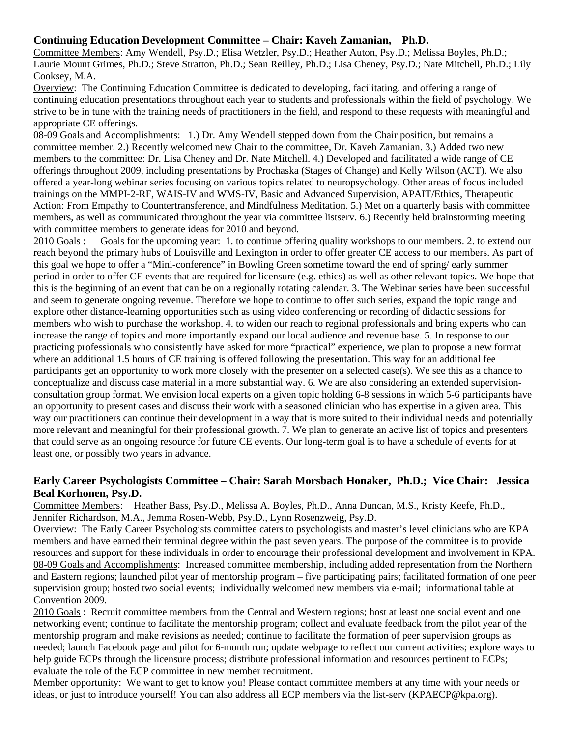### Continuing Education Development Committee – Chair: Kaveh Zamanian, Ph.D.

Committee Members: Amy Wendell, Psy.D.; Elisa Wetzler, Psy.D.; Heather Auton, Psy.D.; Melissa Boyles, Ph.D.; Laurie Mount Grimes, Ph.D.; Steve Stratton, Ph.D.; Sean Reilley, Ph.D.; Lisa Cheney, Psy.D.; Nate Mitchell, Ph.D.; Lily Cooksey, M.A.

Overview: The Continuing Education Committee is dedicated to developing, facilitating, and offering a range of continuing education presentations throughout each year to students and professionals within the field of psychology. We strive to be in tune with the training needs of practitioners in the field, and respond to these requests with meaningful and appropriate CE offerings.

08-09 Goals and Accomplishments: 1.) Dr. Amy Wendell stepped down from the Chair position, but remains a committee member. 2.) Recently welcomed new Chair to the committee, Dr. Kaveh Zamanian. 3.) Added two new members to the committee: Dr. Lisa Cheney and Dr. Nate Mitchell. 4.) Developed and facilitated a wide range of CE offerings throughout 2009, including presentations by Prochaska (Stages of Change) and Kelly Wilson (ACT). We also offered a year-long webinar series focusing on various topics related to neuropsychology. Other areas of focus included trainings on the MMPI-2-RF, WAIS-IV and WMS-IV, Basic and Advanced Supervision, APAIT/Ethics, Therapeutic Action: From Empathy to Countertransference, and Mindfulness Meditation. 5.) Met on a quarterly basis with committee members, as well as communicated throughout the year via committee listserv. 6.) Recently held brainstorming meeting with committee members to generate ideas for 2010 and beyond.

2010 Goals : Goals for the upcoming year: 1. to continue offering quality workshops to our members. 2. to extend our reach beyond the primary hubs of Louisville and Lexington in order to offer greater CE access to our members. As part of this goal we hope to offer a "Mini-conference" in Bowling Green sometime toward the end of spring/ early summer period in order to offer CE events that are required for licensure (e.g. ethics) as well as other relevant topics. We hope that this is the beginning of an event that can be on a regionally rotating calendar. 3. The Webinar series have been successful and seem to generate ongoing revenue. Therefore we hope to continue to offer such series, expand the topic range and explore other distance-learning opportunities such as using video conferencing or recording of didactic sessions for members who wish to purchase the workshop. 4. to widen our reach to regional professionals and bring experts who can increase the range of topics and more importantly expand our local audience and revenue base. 5. In response to our practicing professionals who consistently have asked for more "practical" experience, we plan to propose a new format where an additional 1.5 hours of CE training is offered following the presentation. This way for an additional fee participants get an opportunity to work more closely with the presenter on a selected case(s). We see this as a chance to conceptualize and discuss case material in a more substantial way. 6. We are also considering an extended supervision-consultation group format. We envision local experts on a given topic holding 6-8 sessions in which 5-6 participants have an opportunity to present cases and discuss their work with a seasoned clinician who has expertise in a given area. This way our practitioners can continue their development in a way that is more suited to their individual needs and potentially more relevant and meaningful for their professional growth. 7. We plan to generate an active list of topics and presenters that could serve as an ongoing resource for future CE events. Our long-term goal is to have a schedule of events for at least one, or possibly two years in advance.

### Early Career Psychologists Committee – Chair: Sarah Morsbach Honaker, Ph.D.; Vice Chair: Jessica Beal Korhonen, Psy.D.

Committee Members: Heather Bass, Psy.D., Melissa A. Boyles, Ph.D., Anna Duncan, M.S., Kristy Keefe, Ph.D., Jennifer Richardson, M.A., Jemma Rosen-Webb, Psy.D., Lynn Rosenzweig, Psy.D.

Overview: The Early Career Psychologists committee caters to psychologists and master's level clinicians who are KPA members and have earned their terminal degree within the past seven years. The purpose of the committee is to provide resources and support for these individuals in order to encourage their professional development and involvement in KPA.

08-09 Goals and Accomplishments: Increased committee membership, including added representation from the Northern and Eastern regions; launched pilot year of mentorship program – five participating pairs; facilitated formation of one peer supervision group; hosted two social events; individually welcomed new members via e-mail; informational table at Convention 2009.

2010 Goals : Recruit committee members from the Central and Western regions; host at least one social event and one networking event; continue to facilitate the mentorship program; collect and evaluate feedback from the pilot year of the mentorship program and make revisions as needed; continue to facilitate the formation of peer supervision groups as needed; launch Facebook page and pilot for 6-month run; update webpage to reflect our current activities; explore ways to help guide ECPs through the licensure process; distribute professional information and resources pertinent to ECPs; evaluate the role of the ECP committee in new member recruitment.

Member opportunity: We want to get to know you! Please contact committee members at any time with your needs or ideas, or just to introduce yourself! You can also address all ECP members via the list-serv (KPAECP@kpa.org).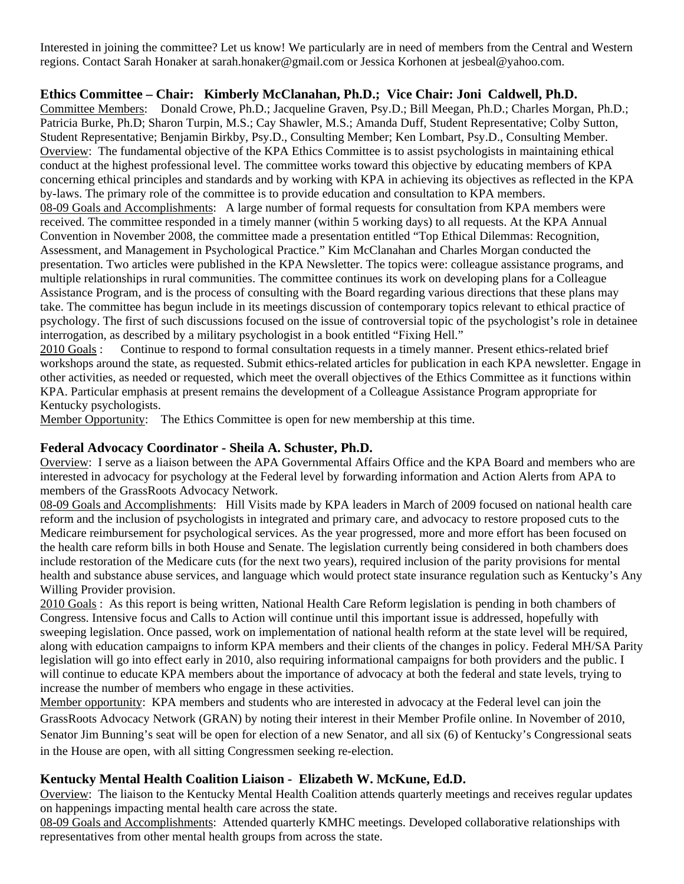Interested in joining the committee? Let us know! We particularly are in need of members from the Central and Western regions. Contact Sarah Honaker at sarah.honaker@gmail.com or Jessica Korhonen at jesbeal@yahoo.com.

### Ethics Committee – Chair: Kimberly McClanahan, Ph.D.; Vice Chair: Joni Caldwell, Ph.D.

Committee Members: Donald Crowe, Ph.D.; Jacqueline Graven, Psy.D.; Bill Meegan, Ph.D.; Charles Morgan, Ph.D.; Patricia Burke, Ph.D; Sharon Turpin, M.S.; Cay Shawler, M.S.; Amanda Duff, Student Representative; Colby Sutton, Student Representative; Benjamin Birkby, Psy.D., Consulting Member; Ken Lombart, Psy.D., Consulting Member.

Overview: The fundamental objective of the KPA Ethics Committee is to assist psychologists in maintaining ethical conduct at the highest professional level. The committee works toward this objective by educating members of KPA concerning ethical principles and standards and by working with KPA in achieving its objectives as reflected in the KPA by-laws. The primary role of the committee is to provide education and consultation to KPA members.

08-09 Goals and Accomplishments: A large number of formal requests for consultation from KPA members were received. The committee responded in a timely manner (within 5 working days) to all requests. At the KPA Annual Convention in November 2008, the committee made a presentation entitled "Top Ethical Dilemmas: Recognition, Assessment, and Management in Psychological Practice." Kim McClanahan and Charles Morgan conducted the presentation. Two articles were published in the KPA Newsletter. The topics were: colleague assistance programs, and multiple relationships in rural communities. The committee continues its work on developing plans for a Colleague Assistance Program, and is the process of consulting with the Board regarding various directions that these plans may take. The committee has begun include in its meetings discussion of contemporary topics relevant to ethical practice of psychology. The first of such discussions focused on the issue of controversial topic of the psychologist's role in detainee interrogation, as described by a military psychologist in a book entitled "Fixing Hell."

2010 Goals : Continue to respond to formal consultation requests in a timely manner. Present ethics-related brief workshops around the state, as requested. Submit ethics-related articles for publication in each KPA newsletter. Engage in other activities, as needed or requested, which meet the overall objectives of the Ethics Committee as it functions within KPA. Particular emphasis at present remains the development of a Colleague Assistance Program appropriate for Kentucky psychologists.

Member Opportunity: The Ethics Committee is open for new membership at this time.

### Federal Advocacy Coordinator - Sheila A. Schuster, Ph.D.

Overview: I serve as a liaison between the APA Governmental Affairs Office and the KPA Board and members who are interested in advocacy for psychology at the Federal level by forwarding information and Action Alerts from APA to members of the GrassRoots Advocacy Network.

08-09 Goals and Accomplishments: Hill Visits made by KPA leaders in March of 2009 focused on national health care reform and the inclusion of psychologists in integrated and primary care, and advocacy to restore proposed cuts to the Medicare reimbursement for psychological services. As the year progressed, more and more effort has been focused on the health care reform bills in both House and Senate. The legislation currently being considered in both chambers does include restoration of the Medicare cuts (for the next two years), required inclusion of the parity provisions for mental health and substance abuse services, and language which would protect state insurance regulation such as Kentucky's Any Willing Provider provision.

2010 Goals : As this report is being written, National Health Care Reform legislation is pending in both chambers of Congress. Intensive focus and Calls to Action will continue until this important issue is addressed, hopefully with sweeping legislation. Once passed, work on implementation of national health reform at the state level will be required, along with education campaigns to inform KPA members and their clients of the changes in policy. Federal MH/SA Parity legislation will go into effect early in 2010, also requiring informational campaigns for both providers and the public. I will continue to educate KPA members about the importance of advocacy at both the federal and state levels, trying to increase the number of members who engage in these activities.

Member opportunity: KPA members and students who are interested in advocacy at the Federal level can join the GrassRoots Advocacy Network (GRAN) by noting their interest in their Member Profile online. In November of 2010, Senator Jim Bunning's seat will be open for election of a new Senator, and all six (6) of Kentucky's Congressional seats in the House are open, with all sitting Congressmen seeking re-election.

### Kentucky Mental Health Coalition Liaison - Elizabeth W. McKune, Ed.D.

Overview: The liaison to the Kentucky Mental Health Coalition attends quarterly meetings and receives regular updates on happenings impacting mental health care across the state.

08-09 Goals and Accomplishments: Attended quarterly KMHC meetings. Developed collaborative relationships with representatives from other mental health groups from across the state.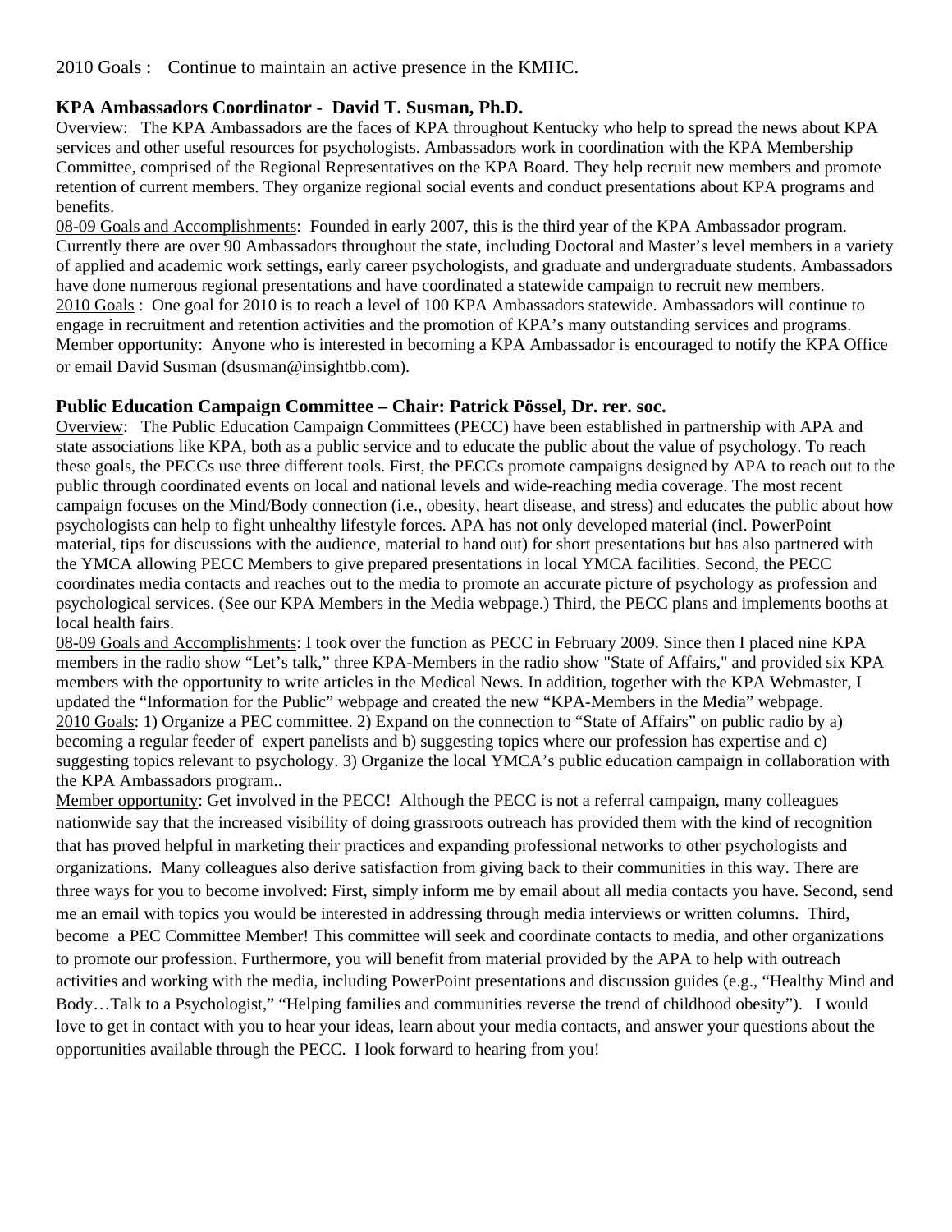<u>2010 Goals</u> : Continue to maintain an active presence in the KMHC.

### KPA Ambassadors Coordinator - David T. Susman, Ph.D.

<u>Overview:</u> The KPA Ambassadors are the faces of KPA throughout Kentucky who help to spread the news about KPA services and other useful resources for psychologists. Ambassadors work in coordination with the KPA Membership Committee, comprised of the Regional Representatives on the KPA Board. They help recruit new members and promote retention of current members. They organize regional social events and conduct presentations about KPA programs and benefits.

<u>08-09 Goals and Accomplishments</u>: Founded in early 2007, this is the third year of the KPA Ambassador program. Currently there are over 90 Ambassadors throughout the state, including Doctoral and Master's level members in a variety of applied and academic work settings, early career psychologists, and graduate and undergraduate students. Ambassadors have done numerous regional presentations and have coordinated a statewide campaign to recruit new members.

<u>2010 Goals</u> : One goal for 2010 is to reach a level of 100 KPA Ambassadors statewide. Ambassadors will continue to engage in recruitment and retention activities and the promotion of KPA's many outstanding services and programs.

<u>Member opportunity</u>: Anyone who is interested in becoming a KPA Ambassador is encouraged to notify the KPA Office or email David Susman (dsusman@insightbb.com).

### Public Education Campaign Committee – Chair: Patrick Pössel, Dr. rer. soc.

<u>Overview</u>: The Public Education Campaign Committees (PECC) have been established in partnership with APA and state associations like KPA, both as a public service and to educate the public about the value of psychology. To reach these goals, the PECCs use three different tools. First, the PECCs promote campaigns designed by APA to reach out to the public through coordinated events on local and national levels and wide-reaching media coverage. The most recent campaign focuses on the Mind/Body connection (i.e., obesity, heart disease, and stress) and educates the public about how psychologists can help to fight unhealthy lifestyle forces. APA has not only developed material (incl. PowerPoint material, tips for discussions with the audience, material to hand out) for short presentations but has also partnered with the YMCA allowing PECC Members to give prepared presentations in local YMCA facilities. Second, the PECC coordinates media contacts and reaches out to the media to promote an accurate picture of psychology as profession and psychological services. (See our KPA Members in the Media webpage.) Third, the PECC plans and implements booths at local health fairs.

<u>08-09 Goals and Accomplishments</u>: I took over the function as PECC in February 2009. Since then I placed nine KPA members in the radio show "Let's talk," three KPA-Members in the radio show "State of Affairs," and provided six KPA members with the opportunity to write articles in the Medical News. In addition, together with the KPA Webmaster, I updated the "Information for the Public" webpage and created the new "KPA-Members in the Media" webpage.

<u>2010 Goals</u>: 1) Organize a PEC committee. 2) Expand on the connection to "State of Affairs" on public radio by a) becoming a regular feeder of expert panelists and b) suggesting topics where our profession has expertise and c) suggesting topics relevant to psychology. 3) Organize the local YMCA's public education campaign in collaboration with the KPA Ambassadors program..

<u>Member opportunity</u>: Get involved in the PECC! Although the PECC is not a referral campaign, many colleagues nationwide say that the increased visibility of doing grassroots outreach has provided them with the kind of recognition that has proved helpful in marketing their practices and expanding professional networks to other psychologists and organizations. Many colleagues also derive satisfaction from giving back to their communities in this way. There are three ways for you to become involved: First, simply inform me by email about all media contacts you have. Second, send me an email with topics you would be interested in addressing through media interviews or written columns. Third, become a PEC Committee Member! This committee will seek and coordinate contacts to media, and other organizations to promote our profession. Furthermore, you will benefit from material provided by the APA to help with outreach activities and working with the media, including PowerPoint presentations and discussion guides (e.g., "Healthy Mind and Body…Talk to a Psychologist," "Helping families and communities reverse the trend of childhood obesity"). I would love to get in contact with you to hear your ideas, learn about your media contacts, and answer your questions about the opportunities available through the PECC. I look forward to hearing from you!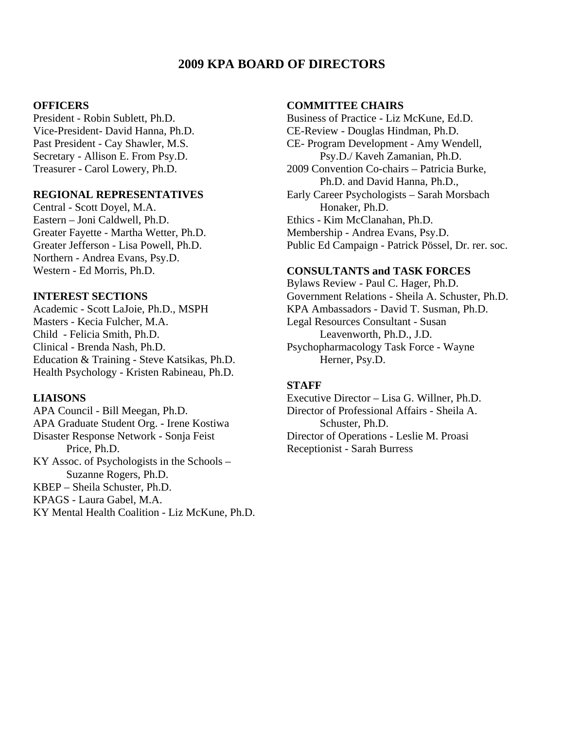# 2009 KPA BOARD OF DIRECTORS

**OFFICERS**

President - Robin Sublett, Ph.D.
Vice-President- David Hanna, Ph.D.
Past President - Cay Shawler, M.S.
Secretary - Allison E. From Psy.D.
Treasurer - Carol Lowery, Ph.D.

**REGIONAL REPRESENTATIVES**

Central - Scott Doyel, M.A.
Eastern – Joni Caldwell, Ph.D.
Greater Fayette - Martha Wetter, Ph.D.
Greater Jefferson - Lisa Powell, Ph.D.
Northern - Andrea Evans, Psy.D.
Western - Ed Morris, Ph.D.

**INTEREST SECTIONS**

Academic - Scott LaJoie, Ph.D., MSPH
Masters - Kecia Fulcher, M.A.
Child - Felicia Smith, Ph.D.
Clinical - Brenda Nash, Ph.D.
Education & Training - Steve Katsikas, Ph.D.
Health Psychology - Kristen Rabineau, Ph.D.

**LIAISONS**

APA Council - Bill Meegan, Ph.D.
APA Graduate Student Org. - Irene Kostiwa
Disaster Response Network - Sonja Feist Price, Ph.D.
KY Assoc. of Psychologists in the Schools – Suzanne Rogers, Ph.D.
KBEP – Sheila Schuster, Ph.D.
KPAGS - Laura Gabel, M.A.
KY Mental Health Coalition - Liz McKune, Ph.D.

**COMMITTEE CHAIRS**

Business of Practice - Liz McKune, Ed.D.
CE-Review - Douglas Hindman, Ph.D.
CE- Program Development - Amy Wendell, Psy.D./ Kaveh Zamanian, Ph.D.
2009 Convention Co-chairs – Patricia Burke, Ph.D. and David Hanna, Ph.D.,
Early Career Psychologists – Sarah Morsbach Honaker, Ph.D.
Ethics - Kim McClanahan, Ph.D.
Membership - Andrea Evans, Psy.D.
Public Ed Campaign - Patrick Pössel, Dr. rer. soc.

**CONSULTANTS and TASK FORCES**

Bylaws Review - Paul C. Hager, Ph.D.
Government Relations - Sheila A. Schuster, Ph.D.
KPA Ambassadors - David T. Susman, Ph.D.
Legal Resources Consultant - Susan Leavenworth, Ph.D., J.D.
Psychopharmacology Task Force - Wayne Herner, Psy.D.

**STAFF**

Executive Director – Lisa G. Willner, Ph.D.
Director of Professional Affairs - Sheila A. Schuster, Ph.D.
Director of Operations - Leslie M. Proasi
Receptionist - Sarah Burress